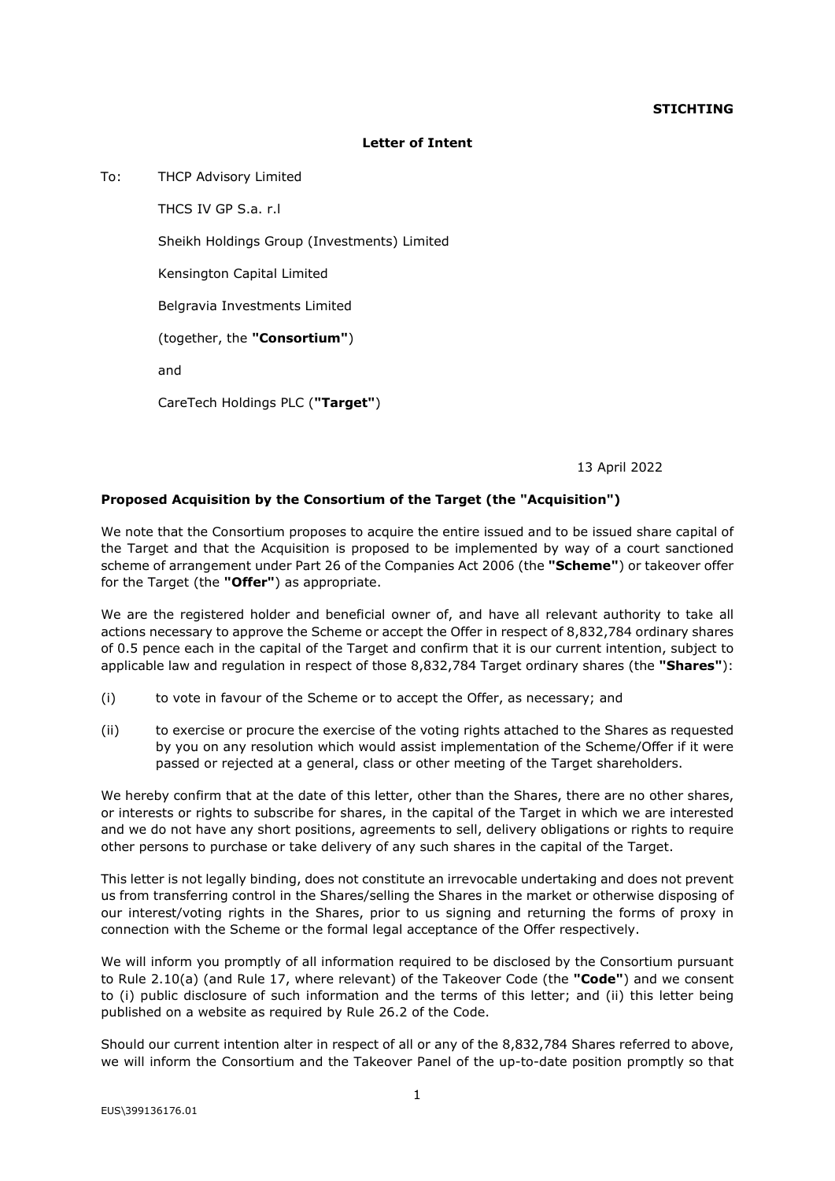**STICHTING**

**Letter of Intent**

To: THCP Advisory Limited

THCS IV GP S.a. r.l

Sheikh Holdings Group (Investments) Limited

Kensington Capital Limited

Belgravia Investments Limited

(together, the **"Consortium"**)

and

CareTech Holdings PLC (**"Target"**)

13 April 2022

**Proposed Acquisition by the Consortium of the Target (the "Acquisition")**

We note that the Consortium proposes to acquire the entire issued and to be issued share capital of the Target and that the Acquisition is proposed to be implemented by way of a court sanctioned scheme of arrangement under Part 26 of the Companies Act 2006 (the **"Scheme"**) or takeover offer for the Target (the **"Offer"**) as appropriate.

We are the registered holder and beneficial owner of, and have all relevant authority to take all actions necessary to approve the Scheme or accept the Offer in respect of 8,832,784 ordinary shares of 0.5 pence each in the capital of the Target and confirm that it is our current intention, subject to applicable law and regulation in respect of those 8,832,784 Target ordinary shares (the **"Shares"**):

(i) to vote in favour of the Scheme or to accept the Offer, as necessary; and

(ii) to exercise or procure the exercise of the voting rights attached to the Shares as requested by you on any resolution which would assist implementation of the Scheme/Offer if it were passed or rejected at a general, class or other meeting of the Target shareholders.

We hereby confirm that at the date of this letter, other than the Shares, there are no other shares, or interests or rights to subscribe for shares, in the capital of the Target in which we are interested and we do not have any short positions, agreements to sell, delivery obligations or rights to require other persons to purchase or take delivery of any such shares in the capital of the Target.

This letter is not legally binding, does not constitute an irrevocable undertaking and does not prevent us from transferring control in the Shares/selling the Shares in the market or otherwise disposing of our interest/voting rights in the Shares, prior to us signing and returning the forms of proxy in connection with the Scheme or the formal legal acceptance of the Offer respectively.

We will inform you promptly of all information required to be disclosed by the Consortium pursuant to Rule 2.10(a) (and Rule 17, where relevant) of the Takeover Code (the **"Code"**) and we consent to (i) public disclosure of such information and the terms of this letter; and (ii) this letter being published on a website as required by Rule 26.2 of the Code.

Should our current intention alter in respect of all or any of the 8,832,784 Shares referred to above, we will inform the Consortium and the Takeover Panel of the up-to-date position promptly so that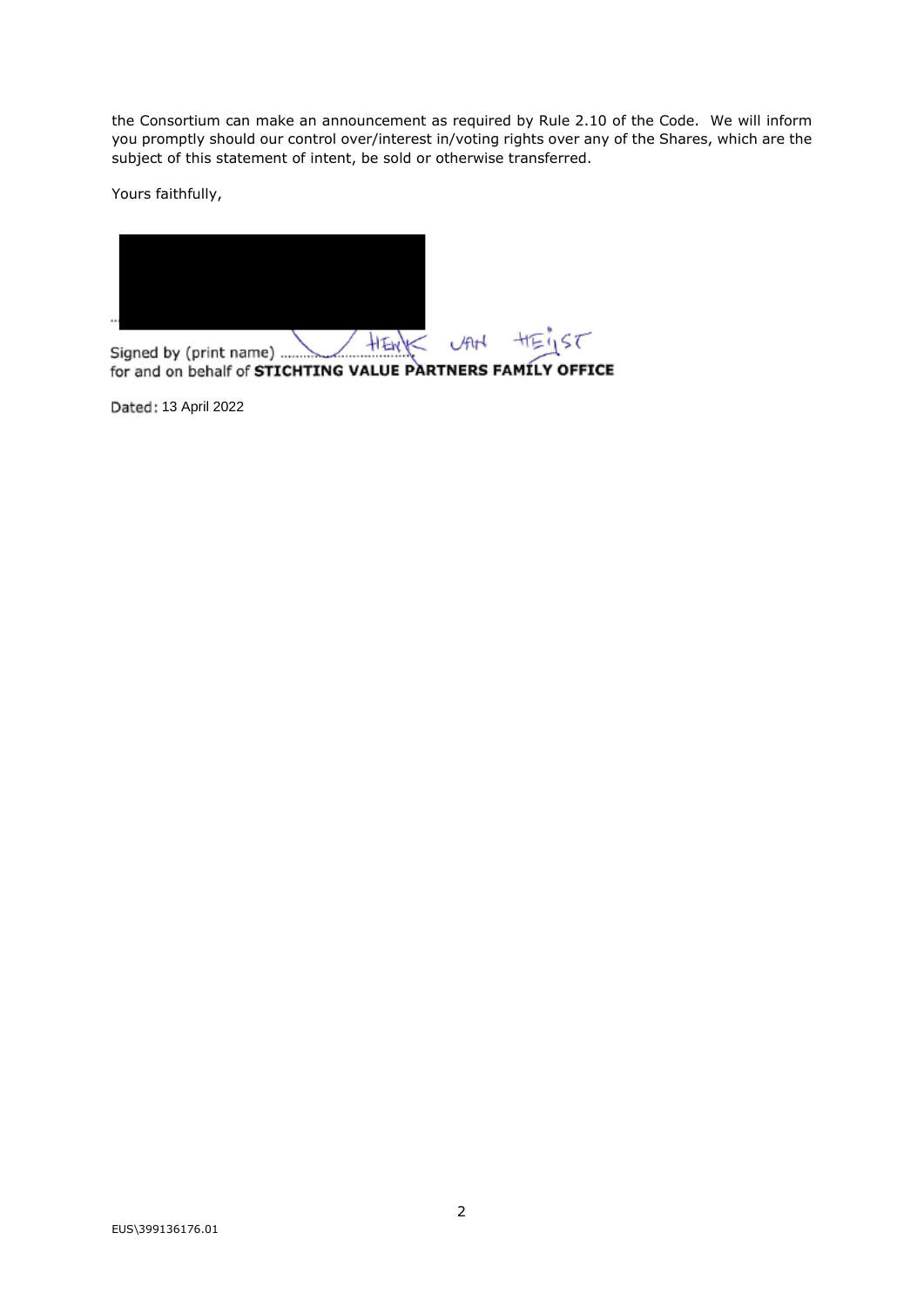the Consortium can make an announcement as required by Rule 2.10 of the Code. We will inform you promptly should our control over/interest in/voting rights over any of the Shares, which are the subject of this statement of intent, be sold or otherwise transferred.

Yours faithfully,

Signed by (print name) ...HENK VAN HEIJST...
for and on behalf of **STICHTING VALUE PARTNERS FAMILY OFFICE**

Dated: 13 April 2022

EUS\399136176.01